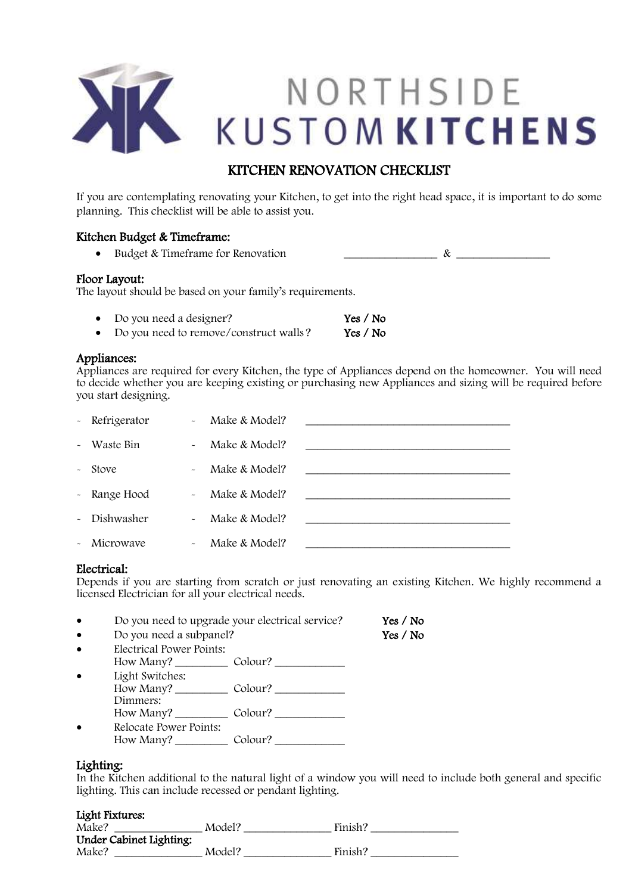# NORTHSIDE KUSTOM KITCHENS

## KITCHEN RENOVATION CHECKLIST

If you are contemplating renovating your Kitchen, to get into the right head space, it is important to do some planning. This checklist will be able to assist you.

### Kitchen Budget & Timeframe:

- Budget & Timeframe for Renovation ________________ & ________________

### Floor Layout:

The layout should be based on your family's requirements.

- Do you need a designer? **Yes / No**
- Do you need to remove/construct walls? **Yes / No**

### Appliances:

Appliances are required for every Kitchen, the type of Appliances depend on the homeowner. You will need to decide whether you are keeping existing or purchasing new Appliances and sizing will be required before you start designing.

- Refrigerator - Make & Model? ____________________________________
- Waste Bin - Make & Model? ____________________________________
- Stove - Make & Model? ____________________________________
- Range Hood - Make & Model? ____________________________________
- Dishwasher - Make & Model? ____________________________________
- Microwave - Make & Model? ____________________________________

### Electrical:

Depends if you are starting from scratch or just renovating an existing Kitchen. We highly recommend a licensed Electrician for all your electrical needs.

- Do you need to upgrade your electrical service? **Yes / No**
- Do you need a subpanel? **Yes / No**
- Electrical Power Points:  
  How Many? _________ Colour? ____________
- Light Switches:  
  How Many? _________ Colour? ____________  
  Dimmers:  
  How Many? _________ Colour? ____________
- Relocate Power Points:  
  How Many? _________ Colour? ____________

### Lighting:

In the Kitchen additional to the natural light of a window you will need to include both general and specific lighting. This can include recessed or pendant lighting.

**Light Fixtures:**  
Make? ________________ Model? ________________ Finish? ________________  
**Under Cabinet Lighting:**  
Make? ________________ Model? ________________ Finish? ________________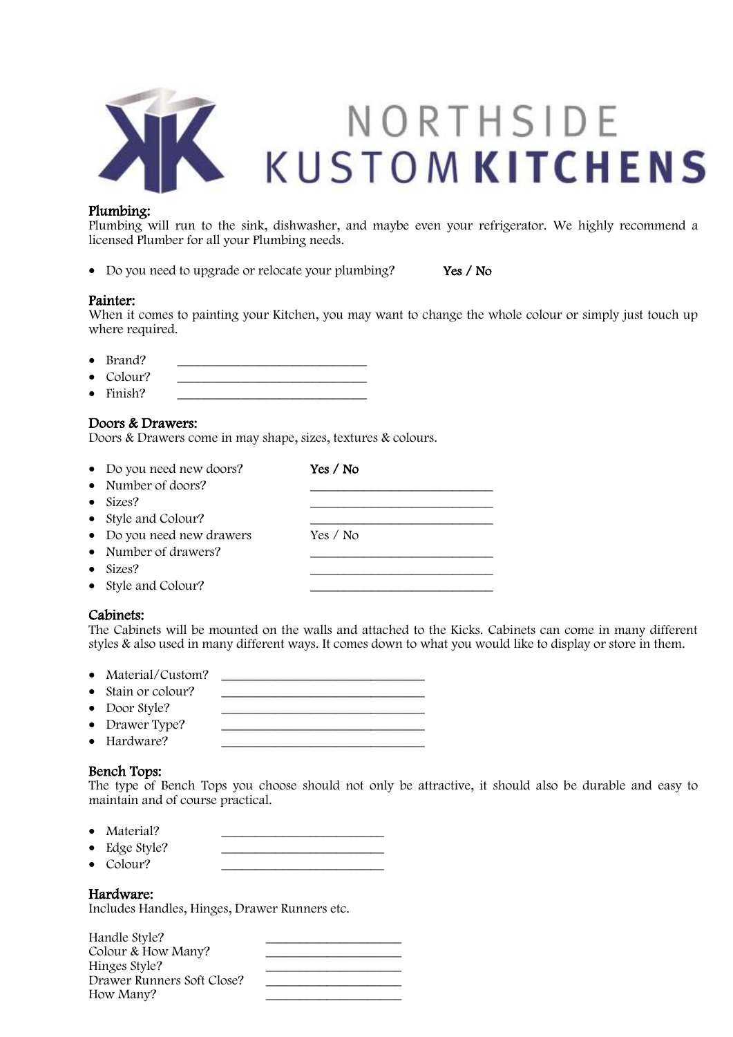# NORTHSIDE KUSTOM KITCHENS

## Plumbing:

Plumbing will run to the sink, dishwasher, and maybe even your refrigerator. We highly recommend a licensed Plumber for all your Plumbing needs.

- Do you need to upgrade or relocate your plumbing? **Yes / No**

## Painter:

When it comes to painting your Kitchen, you may want to change the whole colour or simply just touch up where required.

- Brand? ______________________________
- Colour? ______________________________
- Finish? ______________________________

## Doors & Drawers:

Doors & Drawers come in may shape, sizes, textures & colours.

- Do you need new doors? **Yes / No**
- Number of doors? ____________________________
- Sizes? ____________________________
- Style and Colour? ____________________________
- Do you need new drawers Yes / No
- Number of drawers? ____________________________
- Sizes? ____________________________
- Style and Colour? ____________________________

## Cabinets:

The Cabinets will be mounted on the walls and attached to the Kicks. Cabinets can come in many different styles & also used in many different ways. It comes down to what you would like to display or store in them.

- Material/Custom? ________________________________
- Stain or colour? ________________________________
- Door Style? ________________________________
- Drawer Type? ________________________________
- Hardware? ________________________________

## Bench Tops:

The type of Bench Tops you choose should not only be attractive, it should also be durable and easy to maintain and of course practical.

- Material? _________________________
- Edge Style? _________________________
- Colour? _________________________

## Hardware:

Includes Handles, Hinges, Drawer Runners etc.

Handle Style? _____________________
Colour & How Many? _____________________
Hinges Style? _____________________
Drawer Runners Soft Close? _____________________
How Many? _____________________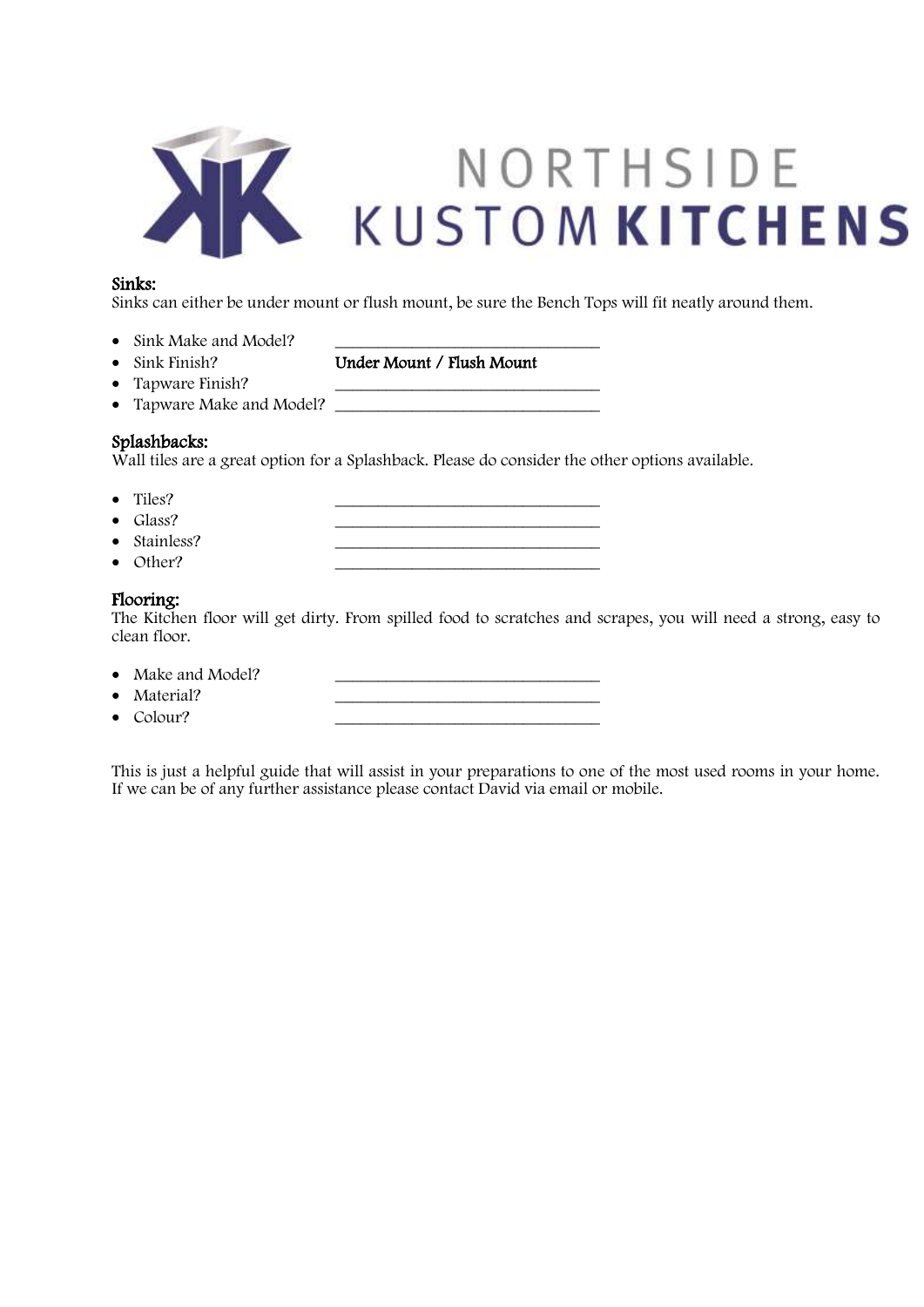NORTHSIDE
KUSTOM **KITCHENS**

## Sinks:

Sinks can either be under mount or flush mount, be sure the Bench Tops will fit neatly around them.

- Sink Make and Model? _______________________________
- Sink Finish? **Under Mount / Flush Mount**
- Tapware Finish? _______________________________
- Tapware Make and Model? _______________________________

## Splashbacks:

Wall tiles are a great option for a Splashback. Please do consider the other options available.

- Tiles? _______________________________
- Glass? _______________________________
- Stainless? _______________________________
- Other? _______________________________

## Flooring:

The Kitchen floor will get dirty. From spilled food to scratches and scrapes, you will need a strong, easy to clean floor.

- Make and Model? _______________________________
- Material? _______________________________
- Colour? _______________________________

This is just a helpful guide that will assist in your preparations to one of the most used rooms in your home. If we can be of any further assistance please contact David via email or mobile.